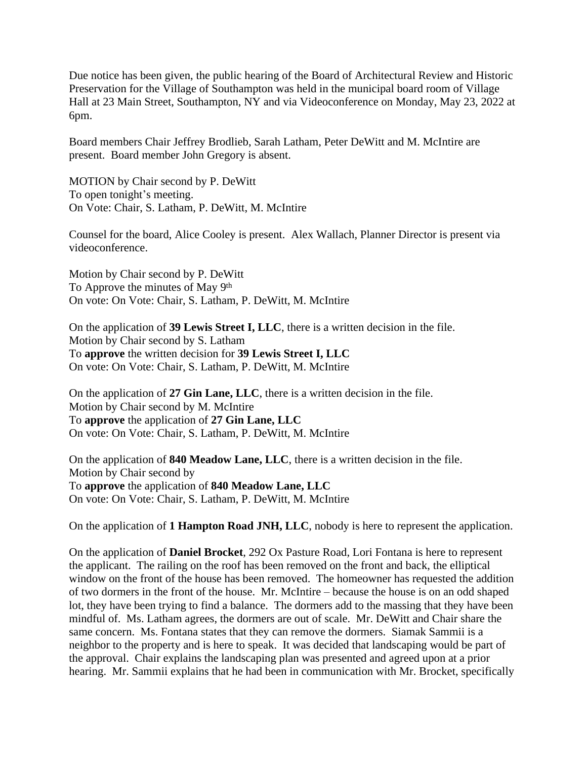Due notice has been given, the public hearing of the Board of Architectural Review and Historic Preservation for the Village of Southampton was held in the municipal board room of Village Hall at 23 Main Street, Southampton, NY and via Videoconference on Monday, May 23, 2022 at 6pm.

Board members Chair Jeffrey Brodlieb, Sarah Latham, Peter DeWitt and M. McIntire are present. Board member John Gregory is absent.

MOTION by Chair second by P. DeWitt
To open tonight's meeting.
On Vote: Chair, S. Latham, P. DeWitt, M. McIntire

Counsel for the board, Alice Cooley is present. Alex Wallach, Planner Director is present via videoconference.

Motion by Chair second by P. DeWitt
To Approve the minutes of May 9th
On vote: On Vote: Chair, S. Latham, P. DeWitt, M. McIntire

On the application of **39 Lewis Street I, LLC**, there is a written decision in the file.
Motion by Chair second by S. Latham
To **approve** the written decision for **39 Lewis Street I, LLC**
On vote: On Vote: Chair, S. Latham, P. DeWitt, M. McIntire

On the application of **27 Gin Lane, LLC**, there is a written decision in the file.
Motion by Chair second by M. McIntire
To **approve** the application of **27 Gin Lane, LLC**
On vote: On Vote: Chair, S. Latham, P. DeWitt, M. McIntire

On the application of **840 Meadow Lane, LLC**, there is a written decision in the file.
Motion by Chair second by
To **approve** the application of **840 Meadow Lane, LLC**
On vote: On Vote: Chair, S. Latham, P. DeWitt, M. McIntire

On the application of **1 Hampton Road JNH, LLC**, nobody is here to represent the application.

On the application of **Daniel Brocket**, 292 Ox Pasture Road, Lori Fontana is here to represent the applicant. The railing on the roof has been removed on the front and back, the elliptical window on the front of the house has been removed. The homeowner has requested the addition of two dormers in the front of the house. Mr. McIntire – because the house is on an odd shaped lot, they have been trying to find a balance. The dormers add to the massing that they have been mindful of. Ms. Latham agrees, the dormers are out of scale. Mr. DeWitt and Chair share the same concern. Ms. Fontana states that they can remove the dormers. Siamak Sammii is a neighbor to the property and is here to speak. It was decided that landscaping would be part of the approval. Chair explains the landscaping plan was presented and agreed upon at a prior hearing. Mr. Sammii explains that he had been in communication with Mr. Brocket, specifically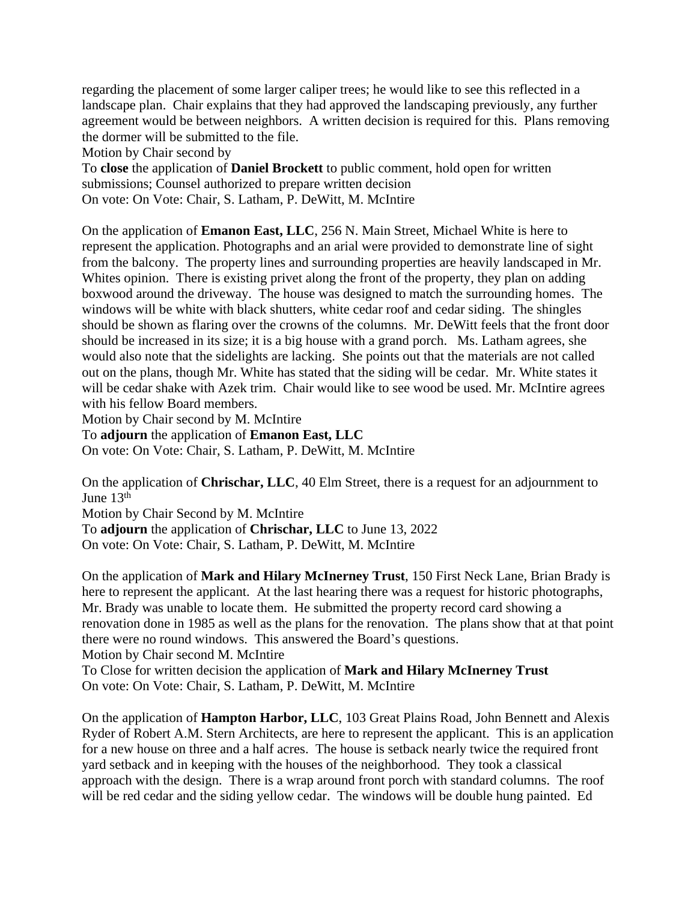regarding the placement of some larger caliper trees; he would like to see this reflected in a landscape plan. Chair explains that they had approved the landscaping previously, any further agreement would be between neighbors. A written decision is required for this. Plans removing the dormer will be submitted to the file.

Motion by Chair second by

To **close** the application of **Daniel Brockett** to public comment, hold open for written submissions; Counsel authorized to prepare written decision

On vote: On Vote: Chair, S. Latham, P. DeWitt, M. McIntire

On the application of **Emanon East, LLC**, 256 N. Main Street, Michael White is here to represent the application. Photographs and an arial were provided to demonstrate line of sight from the balcony. The property lines and surrounding properties are heavily landscaped in Mr. Whites opinion. There is existing privet along the front of the property, they plan on adding boxwood around the driveway. The house was designed to match the surrounding homes. The windows will be white with black shutters, white cedar roof and cedar siding. The shingles should be shown as flaring over the crowns of the columns. Mr. DeWitt feels that the front door should be increased in its size; it is a big house with a grand porch. Ms. Latham agrees, she would also note that the sidelights are lacking. She points out that the materials are not called out on the plans, though Mr. White has stated that the siding will be cedar. Mr. White states it will be cedar shake with Azek trim. Chair would like to see wood be used. Mr. McIntire agrees with his fellow Board members.

Motion by Chair second by M. McIntire

To **adjourn** the application of **Emanon East, LLC**

On vote: On Vote: Chair, S. Latham, P. DeWitt, M. McIntire

On the application of **Chrischar, LLC**, 40 Elm Street, there is a request for an adjournment to June 13th

Motion by Chair Second by M. McIntire

To **adjourn** the application of **Chrischar, LLC** to June 13, 2022

On vote: On Vote: Chair, S. Latham, P. DeWitt, M. McIntire

On the application of **Mark and Hilary McInerney Trust**, 150 First Neck Lane, Brian Brady is here to represent the applicant. At the last hearing there was a request for historic photographs, Mr. Brady was unable to locate them. He submitted the property record card showing a renovation done in 1985 as well as the plans for the renovation. The plans show that at that point there were no round windows. This answered the Board's questions.

Motion by Chair second M. McIntire

To Close for written decision the application of **Mark and Hilary McInerney Trust**

On vote: On Vote: Chair, S. Latham, P. DeWitt, M. McIntire

On the application of **Hampton Harbor, LLC**, 103 Great Plains Road, John Bennett and Alexis Ryder of Robert A.M. Stern Architects, are here to represent the applicant. This is an application for a new house on three and a half acres. The house is setback nearly twice the required front yard setback and in keeping with the houses of the neighborhood. They took a classical approach with the design. There is a wrap around front porch with standard columns. The roof will be red cedar and the siding yellow cedar. The windows will be double hung painted. Ed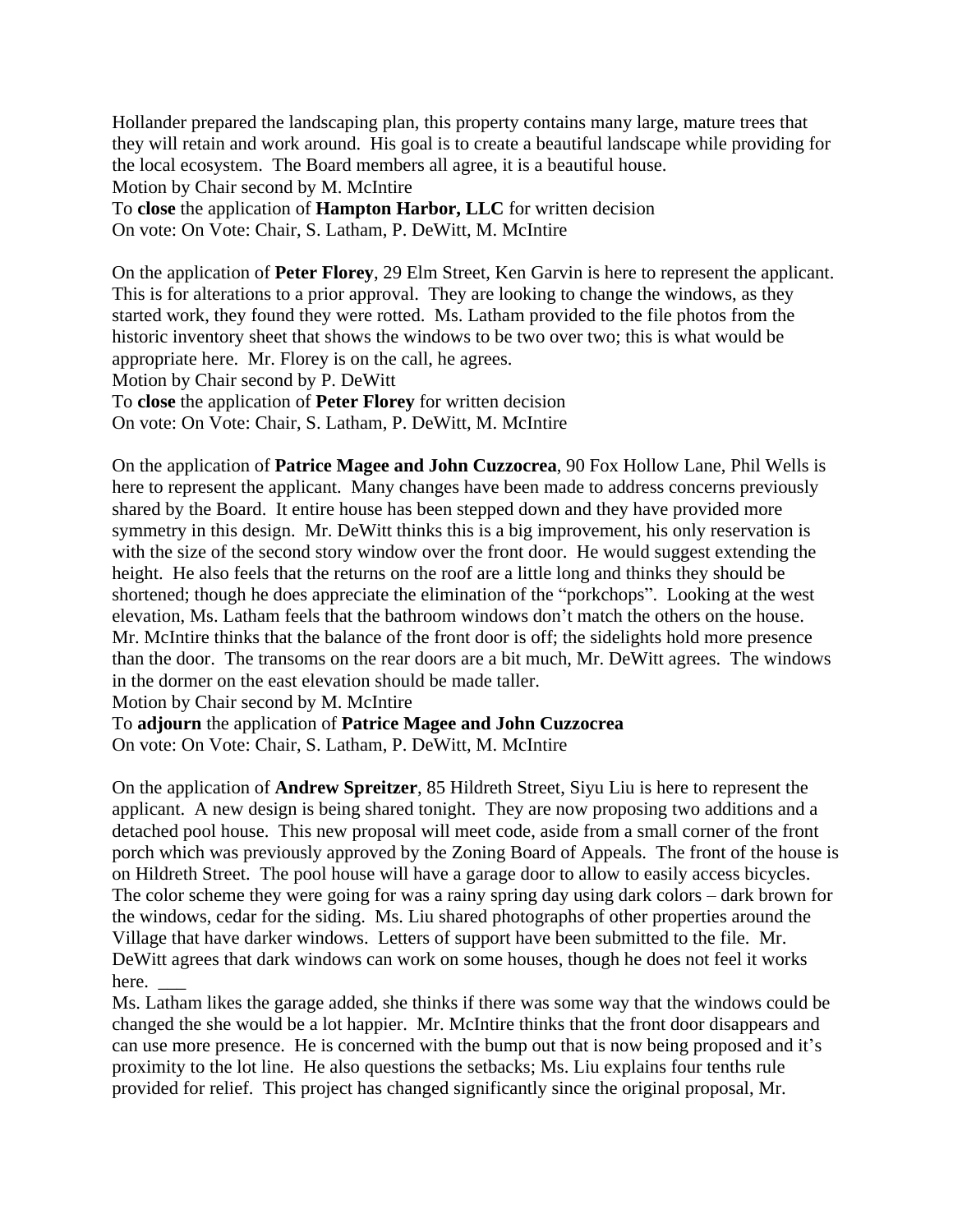Hollander prepared the landscaping plan, this property contains many large, mature trees that they will retain and work around. His goal is to create a beautiful landscape while providing for the local ecosystem. The Board members all agree, it is a beautiful house.
Motion by Chair second by M. McIntire
To **close** the application of **Hampton Harbor, LLC** for written decision
On vote: On Vote: Chair, S. Latham, P. DeWitt, M. McIntire

On the application of **Peter Florey**, 29 Elm Street, Ken Garvin is here to represent the applicant. This is for alterations to a prior approval. They are looking to change the windows, as they started work, they found they were rotted. Ms. Latham provided to the file photos from the historic inventory sheet that shows the windows to be two over two; this is what would be appropriate here. Mr. Florey is on the call, he agrees.
Motion by Chair second by P. DeWitt
To **close** the application of **Peter Florey** for written decision
On vote: On Vote: Chair, S. Latham, P. DeWitt, M. McIntire

On the application of **Patrice Magee and John Cuzzocrea**, 90 Fox Hollow Lane, Phil Wells is here to represent the applicant. Many changes have been made to address concerns previously shared by the Board. It entire house has been stepped down and they have provided more symmetry in this design. Mr. DeWitt thinks this is a big improvement, his only reservation is with the size of the second story window over the front door. He would suggest extending the height. He also feels that the returns on the roof are a little long and thinks they should be shortened; though he does appreciate the elimination of the "porkchops". Looking at the west elevation, Ms. Latham feels that the bathroom windows don't match the others on the house. Mr. McIntire thinks that the balance of the front door is off; the sidelights hold more presence than the door. The transoms on the rear doors are a bit much, Mr. DeWitt agrees. The windows in the dormer on the east elevation should be made taller.
Motion by Chair second by M. McIntire
To **adjourn** the application of **Patrice Magee and John Cuzzocrea**
On vote: On Vote: Chair, S. Latham, P. DeWitt, M. McIntire

On the application of **Andrew Spreitzer**, 85 Hildreth Street, Siyu Liu is here to represent the applicant. A new design is being shared tonight. They are now proposing two additions and a detached pool house. This new proposal will meet code, aside from a small corner of the front porch which was previously approved by the Zoning Board of Appeals. The front of the house is on Hildreth Street. The pool house will have a garage door to allow to easily access bicycles. The color scheme they were going for was a rainy spring day using dark colors – dark brown for the windows, cedar for the siding. Ms. Liu shared photographs of other properties around the Village that have darker windows. Letters of support have been submitted to the file. Mr. DeWitt agrees that dark windows can work on some houses, though he does not feel it works here. ___
Ms. Latham likes the garage added, she thinks if there was some way that the windows could be changed the she would be a lot happier. Mr. McIntire thinks that the front door disappears and can use more presence. He is concerned with the bump out that is now being proposed and it's proximity to the lot line. He also questions the setbacks; Ms. Liu explains four tenths rule provided for relief. This project has changed significantly since the original proposal, Mr.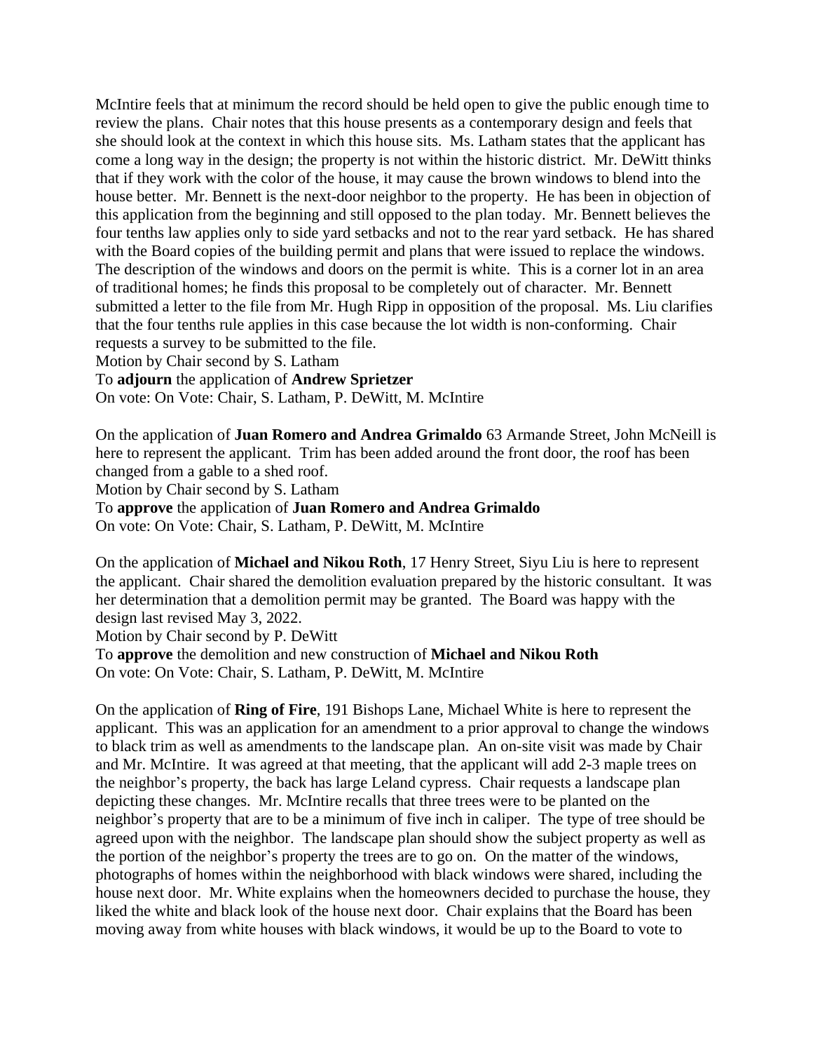McIntire feels that at minimum the record should be held open to give the public enough time to review the plans. Chair notes that this house presents as a contemporary design and feels that she should look at the context in which this house sits. Ms. Latham states that the applicant has come a long way in the design; the property is not within the historic district. Mr. DeWitt thinks that if they work with the color of the house, it may cause the brown windows to blend into the house better. Mr. Bennett is the next-door neighbor to the property. He has been in objection of this application from the beginning and still opposed to the plan today. Mr. Bennett believes the four tenths law applies only to side yard setbacks and not to the rear yard setback. He has shared with the Board copies of the building permit and plans that were issued to replace the windows. The description of the windows and doors on the permit is white. This is a corner lot in an area of traditional homes; he finds this proposal to be completely out of character. Mr. Bennett submitted a letter to the file from Mr. Hugh Ripp in opposition of the proposal. Ms. Liu clarifies that the four tenths rule applies in this case because the lot width is non-conforming. Chair requests a survey to be submitted to the file.

Motion by Chair second by S. Latham

To **adjourn** the application of **Andrew Sprietzer**

On vote: On Vote: Chair, S. Latham, P. DeWitt, M. McIntire

On the application of **Juan Romero and Andrea Grimaldo** 63 Armande Street, John McNeill is here to represent the applicant. Trim has been added around the front door, the roof has been changed from a gable to a shed roof.

Motion by Chair second by S. Latham

To **approve** the application of **Juan Romero and Andrea Grimaldo**

On vote: On Vote: Chair, S. Latham, P. DeWitt, M. McIntire

On the application of **Michael and Nikou Roth**, 17 Henry Street, Siyu Liu is here to represent the applicant. Chair shared the demolition evaluation prepared by the historic consultant. It was her determination that a demolition permit may be granted. The Board was happy with the design last revised May 3, 2022.

Motion by Chair second by P. DeWitt

To **approve** the demolition and new construction of **Michael and Nikou Roth**

On vote: On Vote: Chair, S. Latham, P. DeWitt, M. McIntire

On the application of **Ring of Fire**, 191 Bishops Lane, Michael White is here to represent the applicant. This was an application for an amendment to a prior approval to change the windows to black trim as well as amendments to the landscape plan. An on-site visit was made by Chair and Mr. McIntire. It was agreed at that meeting, that the applicant will add 2-3 maple trees on the neighbor's property, the back has large Leland cypress. Chair requests a landscape plan depicting these changes. Mr. McIntire recalls that three trees were to be planted on the neighbor's property that are to be a minimum of five inch in caliper. The type of tree should be agreed upon with the neighbor. The landscape plan should show the subject property as well as the portion of the neighbor's property the trees are to go on. On the matter of the windows, photographs of homes within the neighborhood with black windows were shared, including the house next door. Mr. White explains when the homeowners decided to purchase the house, they liked the white and black look of the house next door. Chair explains that the Board has been moving away from white houses with black windows, it would be up to the Board to vote to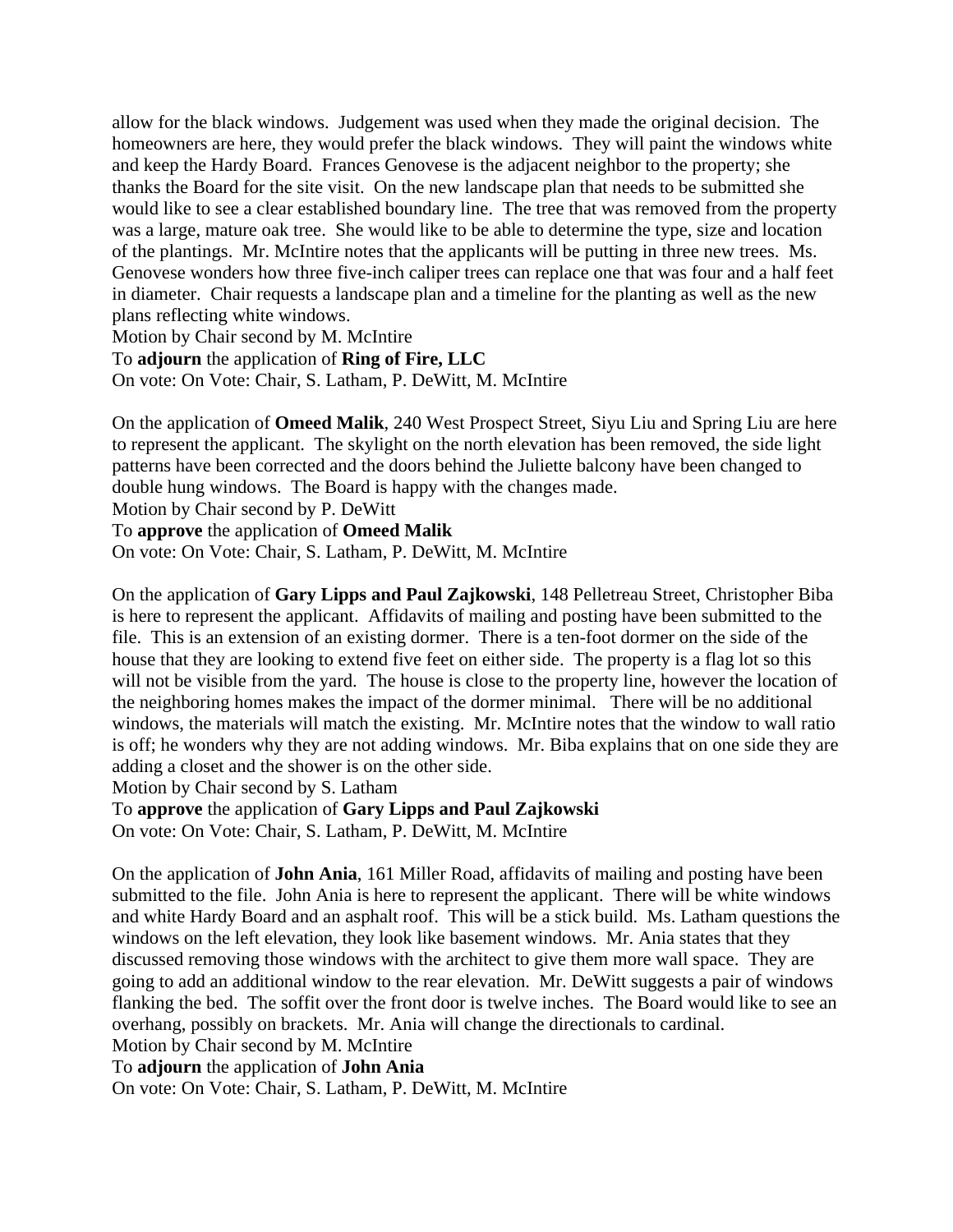allow for the black windows.  Judgement was used when they made the original decision.  The homeowners are here, they would prefer the black windows.  They will paint the windows white and keep the Hardy Board.  Frances Genovese is the adjacent neighbor to the property; she thanks the Board for the site visit.  On the new landscape plan that needs to be submitted she would like to see a clear established boundary line.  The tree that was removed from the property was a large, mature oak tree.  She would like to be able to determine the type, size and location of the plantings.  Mr. McIntire notes that the applicants will be putting in three new trees.  Ms. Genovese wonders how three five-inch caliper trees can replace one that was four and a half feet in diameter.  Chair requests a landscape plan and a timeline for the planting as well as the new plans reflecting white windows.
Motion by Chair second by M. McIntire
To **adjourn** the application of **Ring of Fire, LLC**
On vote: On Vote: Chair, S. Latham, P. DeWitt, M. McIntire

On the application of **Omeed Malik**, 240 West Prospect Street, Siyu Liu and Spring Liu are here to represent the applicant.  The skylight on the north elevation has been removed, the side light patterns have been corrected and the doors behind the Juliette balcony have been changed to double hung windows.  The Board is happy with the changes made.
Motion by Chair second by P. DeWitt
To **approve** the application of **Omeed Malik**
On vote: On Vote: Chair, S. Latham, P. DeWitt, M. McIntire

On the application of **Gary Lipps and Paul Zajkowski**, 148 Pelletreau Street, Christopher Biba is here to represent the applicant.  Affidavits of mailing and posting have been submitted to the file.  This is an extension of an existing dormer.  There is a ten-foot dormer on the side of the house that they are looking to extend five feet on either side.  The property is a flag lot so this will not be visible from the yard.  The house is close to the property line, however the location of the neighboring homes makes the impact of the dormer minimal.   There will be no additional windows, the materials will match the existing.  Mr. McIntire notes that the window to wall ratio is off; he wonders why they are not adding windows.  Mr. Biba explains that on one side they are adding a closet and the shower is on the other side.
Motion by Chair second by S. Latham
To **approve** the application of **Gary Lipps and Paul Zajkowski**
On vote: On Vote: Chair, S. Latham, P. DeWitt, M. McIntire

On the application of **John Ania**, 161 Miller Road, affidavits of mailing and posting have been submitted to the file.  John Ania is here to represent the applicant.  There will be white windows and white Hardy Board and an asphalt roof.  This will be a stick build.  Ms. Latham questions the windows on the left elevation, they look like basement windows.  Mr. Ania states that they discussed removing those windows with the architect to give them more wall space.  They are going to add an additional window to the rear elevation.  Mr. DeWitt suggests a pair of windows flanking the bed.  The soffit over the front door is twelve inches.  The Board would like to see an overhang, possibly on brackets.  Mr. Ania will change the directionals to cardinal.
Motion by Chair second by M. McIntire
To **adjourn** the application of **John Ania**
On vote: On Vote: Chair, S. Latham, P. DeWitt, M. McIntire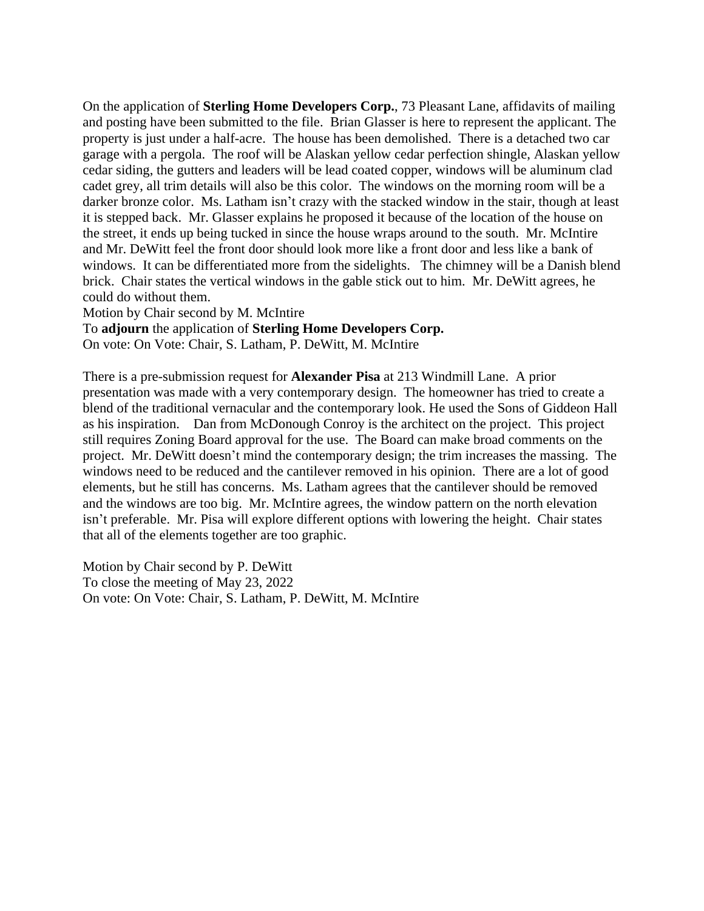On the application of **Sterling Home Developers Corp.**, 73 Pleasant Lane, affidavits of mailing and posting have been submitted to the file. Brian Glasser is here to represent the applicant. The property is just under a half-acre. The house has been demolished. There is a detached two car garage with a pergola. The roof will be Alaskan yellow cedar perfection shingle, Alaskan yellow cedar siding, the gutters and leaders will be lead coated copper, windows will be aluminum clad cadet grey, all trim details will also be this color. The windows on the morning room will be a darker bronze color. Ms. Latham isn't crazy with the stacked window in the stair, though at least it is stepped back. Mr. Glasser explains he proposed it because of the location of the house on the street, it ends up being tucked in since the house wraps around to the south. Mr. McIntire and Mr. DeWitt feel the front door should look more like a front door and less like a bank of windows. It can be differentiated more from the sidelights. The chimney will be a Danish blend brick. Chair states the vertical windows in the gable stick out to him. Mr. DeWitt agrees, he could do without them.
Motion by Chair second by M. McIntire
To **adjourn** the application of **Sterling Home Developers Corp.**
On vote: On Vote: Chair, S. Latham, P. DeWitt, M. McIntire

There is a pre-submission request for **Alexander Pisa** at 213 Windmill Lane. A prior presentation was made with a very contemporary design. The homeowner has tried to create a blend of the traditional vernacular and the contemporary look. He used the Sons of Giddeon Hall as his inspiration. Dan from McDonough Conroy is the architect on the project. This project still requires Zoning Board approval for the use. The Board can make broad comments on the project. Mr. DeWitt doesn't mind the contemporary design; the trim increases the massing. The windows need to be reduced and the cantilever removed in his opinion. There are a lot of good elements, but he still has concerns. Ms. Latham agrees that the cantilever should be removed and the windows are too big. Mr. McIntire agrees, the window pattern on the north elevation isn't preferable. Mr. Pisa will explore different options with lowering the height. Chair states that all of the elements together are too graphic.

Motion by Chair second by P. DeWitt
To close the meeting of May 23, 2022
On vote: On Vote: Chair, S. Latham, P. DeWitt, M. McIntire